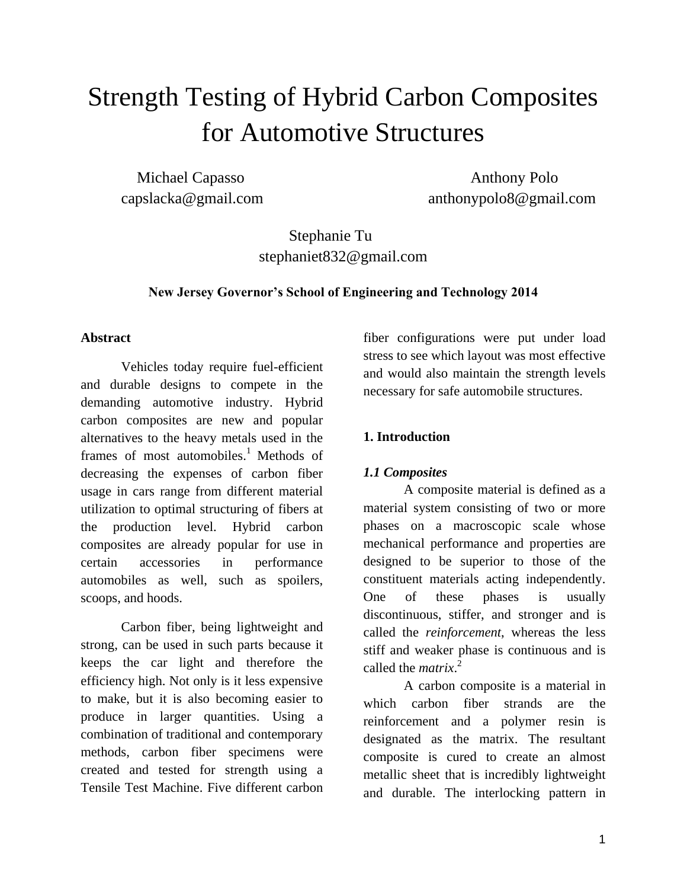# Strength Testing of Hybrid Carbon Composites for Automotive Structures

Michael Capasso
capslacka@gmail.com

Anthony Polo
anthonypolo8@gmail.com

Stephanie Tu
stephaniet832@gmail.com

**New Jersey Governor's School of Engineering and Technology 2014**

## Abstract

Vehicles today require fuel-efficient and durable designs to compete in the demanding automotive industry. Hybrid carbon composites are new and popular alternatives to the heavy metals used in the frames of most automobiles.[1] Methods of decreasing the expenses of carbon fiber usage in cars range from different material utilization to optimal structuring of fibers at the production level. Hybrid carbon composites are already popular for use in certain accessories in performance automobiles as well, such as spoilers, scoops, and hoods.

Carbon fiber, being lightweight and strong, can be used in such parts because it keeps the car light and therefore the efficiency high. Not only is it less expensive to make, but it is also becoming easier to produce in larger quantities. Using a combination of traditional and contemporary methods, carbon fiber specimens were created and tested for strength using a Tensile Test Machine. Five different carbon fiber configurations were put under load stress to see which layout was most effective and would also maintain the strength levels necessary for safe automobile structures.

## 1. Introduction

### *1.1 Composites*

A composite material is defined as a material system consisting of two or more phases on a macroscopic scale whose mechanical performance and properties are designed to be superior to those of the constituent materials acting independently. One of these phases is usually discontinuous, stiffer, and stronger and is called the *reinforcement*, whereas the less stiff and weaker phase is continuous and is called the *matrix*.[2]

A carbon composite is a material in which carbon fiber strands are the reinforcement and a polymer resin is designated as the matrix. The resultant composite is cured to create an almost metallic sheet that is incredibly lightweight and durable. The interlocking pattern in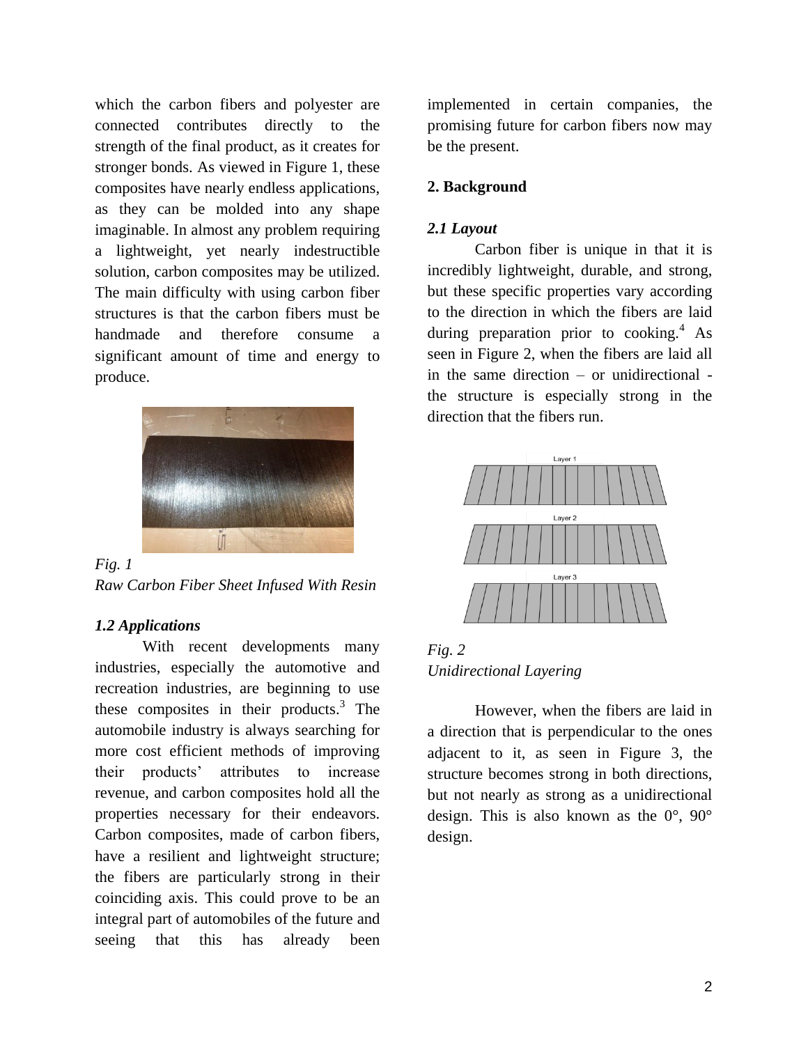which the carbon fibers and polyester are connected contributes directly to the strength of the final product, as it creates for stronger bonds. As viewed in Figure 1, these composites have nearly endless applications, as they can be molded into any shape imaginable. In almost any problem requiring a lightweight, yet nearly indestructible solution, carbon composites may be utilized. The main difficulty with using carbon fiber structures is that the carbon fibers must be handmade and therefore consume a significant amount of time and energy to produce.

*Fig. 1*
*Raw Carbon Fiber Sheet Infused With Resin*

### *1.2 Applications*

With recent developments many industries, especially the automotive and recreation industries, are beginning to use these composites in their products.[3] The automobile industry is always searching for more cost efficient methods of improving their products' attributes to increase revenue, and carbon composites hold all the properties necessary for their endeavors. Carbon composites, made of carbon fibers, have a resilient and lightweight structure; the fibers are particularly strong in their coinciding axis. This could prove to be an integral part of automobiles of the future and seeing that this has already been implemented in certain companies, the promising future for carbon fibers now may be the present.

## 2. Background

### *2.1 Layout*

Carbon fiber is unique in that it is incredibly lightweight, durable, and strong, but these specific properties vary according to the direction in which the fibers are laid during preparation prior to cooking.[4] As seen in Figure 2, when the fibers are laid all in the same direction – or unidirectional - the structure is especially strong in the direction that the fibers run.

*Fig. 2*
*Unidirectional Layering*

However, when the fibers are laid in a direction that is perpendicular to the ones adjacent to it, as seen in Figure 3, the structure becomes strong in both directions, but not nearly as strong as a unidirectional design. This is also known as the 0°, 90° design.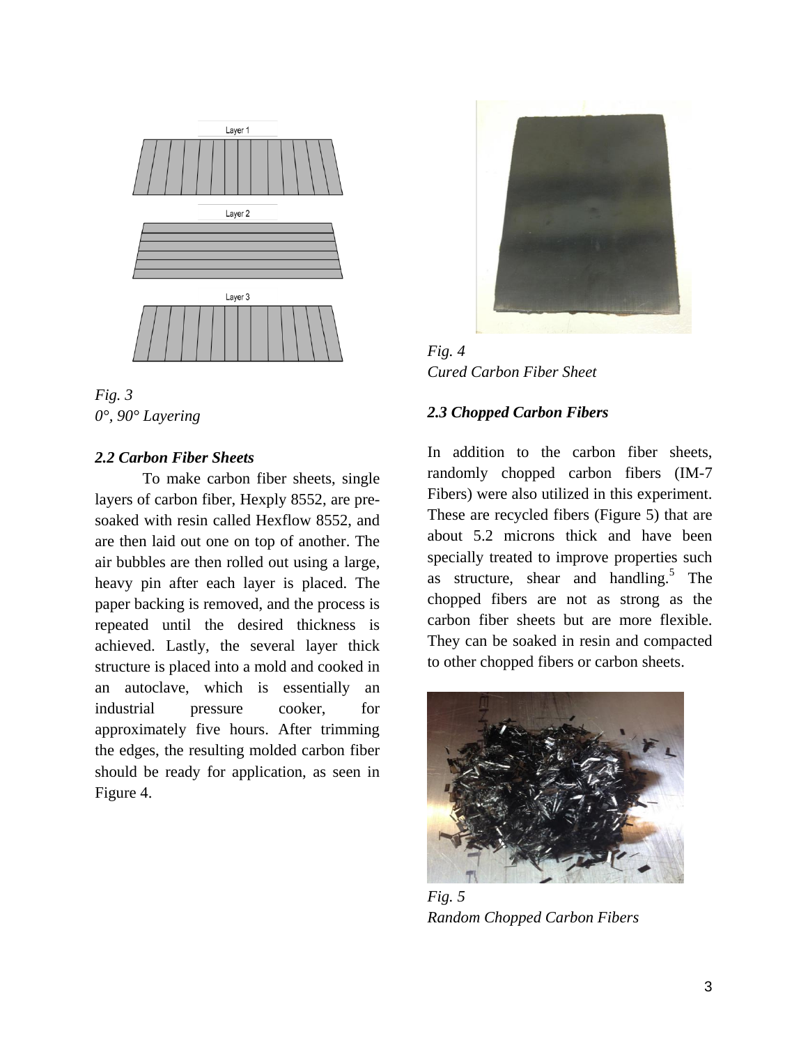Fig. 3
*0°, 90° Layering*

### *2.2 Carbon Fiber Sheets*

To make carbon fiber sheets, single layers of carbon fiber, Hexply 8552, are pre-soaked with resin called Hexflow 8552, and are then laid out one on top of another. The air bubbles are then rolled out using a large, heavy pin after each layer is placed. The paper backing is removed, and the process is repeated until the desired thickness is achieved. Lastly, the several layer thick structure is placed into a mold and cooked in an autoclave, which is essentially an industrial pressure cooker, for approximately five hours. After trimming the edges, the resulting molded carbon fiber should be ready for application, as seen in Figure 4.

*Fig. 4*
*Cured Carbon Fiber Sheet*

### *2.3 Chopped Carbon Fibers*

In addition to the carbon fiber sheets, randomly chopped carbon fibers (IM-7 Fibers) were also utilized in this experiment. These are recycled fibers (Figure 5) that are about 5.2 microns thick and have been specially treated to improve properties such as structure, shear and handling.[5] The chopped fibers are not as strong as the carbon fiber sheets but are more flexible. They can be soaked in resin and compacted to other chopped fibers or carbon sheets.

*Fig. 5*
*Random Chopped Carbon Fibers*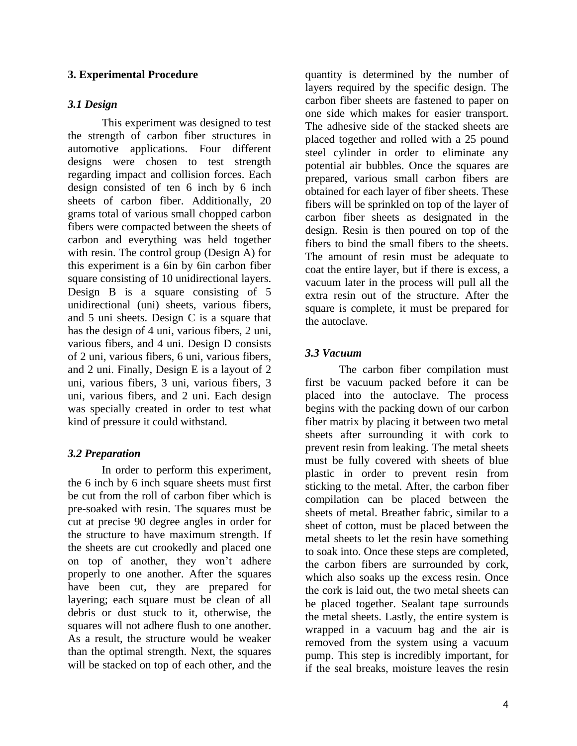## 3. Experimental Procedure

### *3.1 Design*

This experiment was designed to test the strength of carbon fiber structures in automotive applications. Four different designs were chosen to test strength regarding impact and collision forces. Each design consisted of ten 6 inch by 6 inch sheets of carbon fiber. Additionally, 20 grams total of various small chopped carbon fibers were compacted between the sheets of carbon and everything was held together with resin. The control group (Design A) for this experiment is a 6in by 6in carbon fiber square consisting of 10 unidirectional layers. Design B is a square consisting of 5 unidirectional (uni) sheets, various fibers, and 5 uni sheets. Design C is a square that has the design of 4 uni, various fibers, 2 uni, various fibers, and 4 uni. Design D consists of 2 uni, various fibers, 6 uni, various fibers, and 2 uni. Finally, Design E is a layout of 2 uni, various fibers, 3 uni, various fibers, 3 uni, various fibers, and 2 uni. Each design was specially created in order to test what kind of pressure it could withstand.

### *3.2 Preparation*

In order to perform this experiment, the 6 inch by 6 inch square sheets must first be cut from the roll of carbon fiber which is pre-soaked with resin. The squares must be cut at precise 90 degree angles in order for the structure to have maximum strength. If the sheets are cut crookedly and placed one on top of another, they won't adhere properly to one another. After the squares have been cut, they are prepared for layering; each square must be clean of all debris or dust stuck to it, otherwise, the squares will not adhere flush to one another. As a result, the structure would be weaker than the optimal strength. Next, the squares will be stacked on top of each other, and the quantity is determined by the number of layers required by the specific design. The carbon fiber sheets are fastened to paper on one side which makes for easier transport. The adhesive side of the stacked sheets are placed together and rolled with a 25 pound steel cylinder in order to eliminate any potential air bubbles. Once the squares are prepared, various small carbon fibers are obtained for each layer of fiber sheets. These fibers will be sprinkled on top of the layer of carbon fiber sheets as designated in the design. Resin is then poured on top of the fibers to bind the small fibers to the sheets. The amount of resin must be adequate to coat the entire layer, but if there is excess, a vacuum later in the process will pull all the extra resin out of the structure. After the square is complete, it must be prepared for the autoclave.

### *3.3 Vacuum*

The carbon fiber compilation must first be vacuum packed before it can be placed into the autoclave. The process begins with the packing down of our carbon fiber matrix by placing it between two metal sheets after surrounding it with cork to prevent resin from leaking. The metal sheets must be fully covered with sheets of blue plastic in order to prevent resin from sticking to the metal. After, the carbon fiber compilation can be placed between the sheets of metal. Breather fabric, similar to a sheet of cotton, must be placed between the metal sheets to let the resin have something to soak into. Once these steps are completed, the carbon fibers are surrounded by cork, which also soaks up the excess resin. Once the cork is laid out, the two metal sheets can be placed together. Sealant tape surrounds the metal sheets. Lastly, the entire system is wrapped in a vacuum bag and the air is removed from the system using a vacuum pump. This step is incredibly important, for if the seal breaks, moisture leaves the resin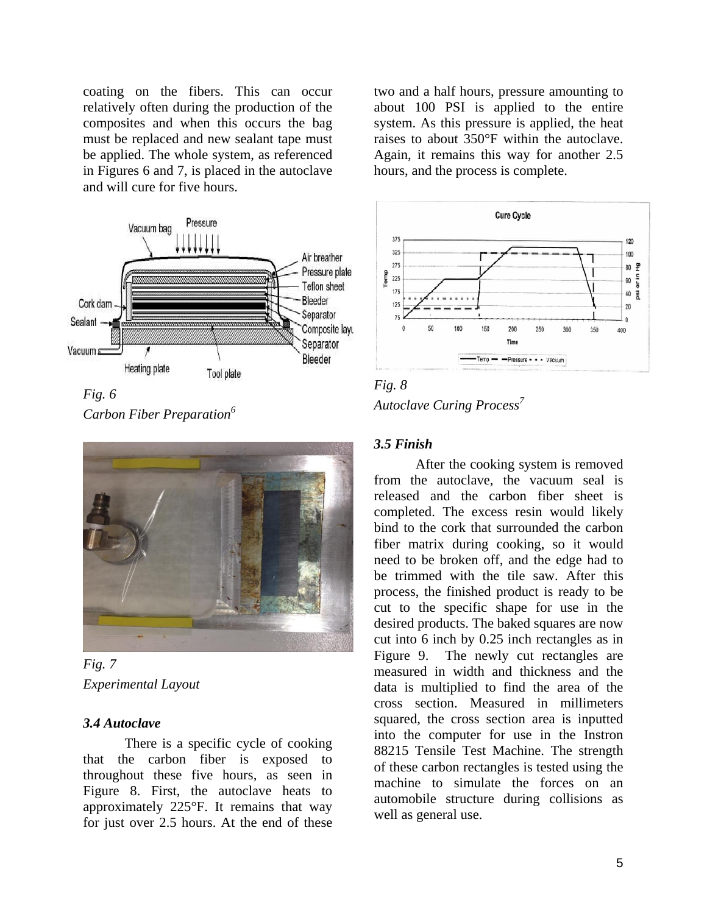coating on the fibers. This can occur relatively often during the production of the composites and when this occurs the bag must be replaced and new sealant tape must be applied. The whole system, as referenced in Figures 6 and 7, is placed in the autoclave and will cure for five hours.

*Fig. 6*
*Carbon Fiber Preparation[6]*

*Fig. 7*
*Experimental Layout*

### 3.4 Autoclave

There is a specific cycle of cooking that the carbon fiber is exposed to throughout these five hours, as seen in Figure 8. First, the autoclave heats to approximately 225°F. It remains that way for just over 2.5 hours. At the end of these two and a half hours, pressure amounting to about 100 PSI is applied to the entire system. As this pressure is applied, the heat raises to about 350°F within the autoclave. Again, it remains this way for another 2.5 hours, and the process is complete.

*Fig. 8*
*Autoclave Curing Process[7]*

### 3.5 Finish

After the cooking system is removed from the autoclave, the vacuum seal is released and the carbon fiber sheet is completed. The excess resin would likely bind to the cork that surrounded the carbon fiber matrix during cooking, so it would need to be broken off, and the edge had to be trimmed with the tile saw. After this process, the finished product is ready to be cut to the specific shape for use in the desired products. The baked squares are now cut into 6 inch by 0.25 inch rectangles as in Figure 9. The newly cut rectangles are measured in width and thickness and the data is multiplied to find the area of the cross section. Measured in millimeters squared, the cross section area is inputted into the computer for use in the Instron 88215 Tensile Test Machine. The strength of these carbon rectangles is tested using the machine to simulate the forces on an automobile structure during collisions as well as general use.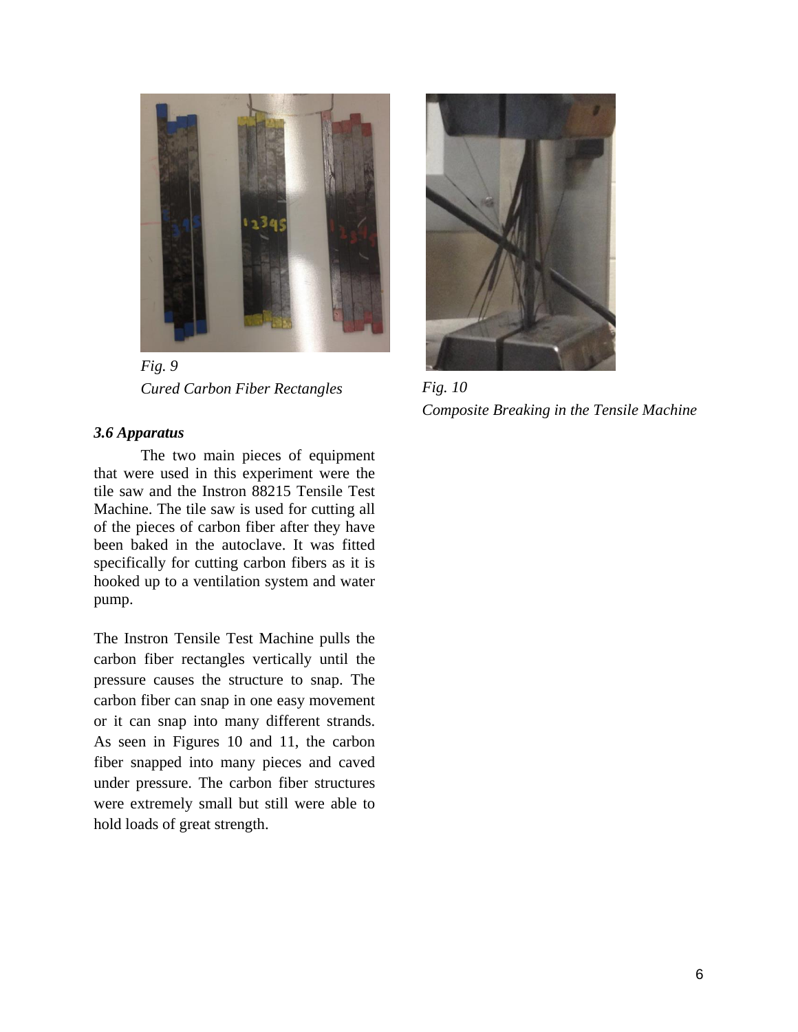*Fig. 9*
*Cured Carbon Fiber Rectangles*

*Fig. 10*
*Composite Breaking in the Tensile Machine*

### *3.6 Apparatus*

The two main pieces of equipment that were used in this experiment were the tile saw and the Instron 88215 Tensile Test Machine. The tile saw is used for cutting all of the pieces of carbon fiber after they have been baked in the autoclave. It was fitted specifically for cutting carbon fibers as it is hooked up to a ventilation system and water pump.

The Instron Tensile Test Machine pulls the carbon fiber rectangles vertically until the pressure causes the structure to snap. The carbon fiber can snap in one easy movement or it can snap into many different strands. As seen in Figures 10 and 11, the carbon fiber snapped into many pieces and caved under pressure. The carbon fiber structures were extremely small but still were able to hold loads of great strength.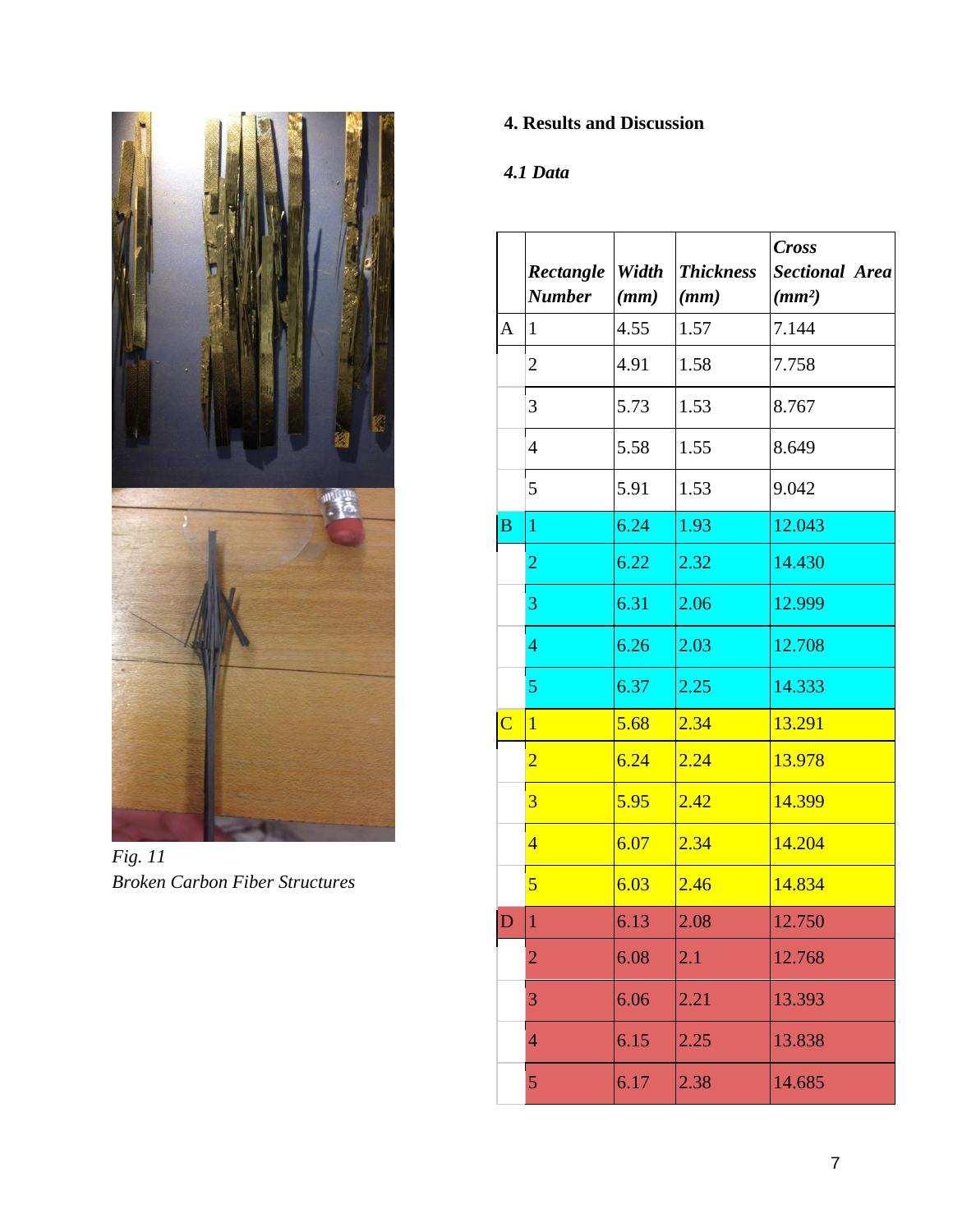## 4. Results and Discussion

### *4.1 Data*

| | *Rectangle Number* | *Width (mm)* | *Thickness (mm)* | *Cross Sectional Area (mm²)* |
|---|---|---|---|---|
| A | 1 | 4.55 | 1.57 | 7.144 |
| | 2 | 4.91 | 1.58 | 7.758 |
| | 3 | 5.73 | 1.53 | 8.767 |
| | 4 | 5.58 | 1.55 | 8.649 |
| | 5 | 5.91 | 1.53 | 9.042 |
| B | 1 | 6.24 | 1.93 | 12.043 |
| | 2 | 6.22 | 2.32 | 14.430 |
| | 3 | 6.31 | 2.06 | 12.999 |
| | 4 | 6.26 | 2.03 | 12.708 |
| | 5 | 6.37 | 2.25 | 14.333 |
| C | 1 | 5.68 | 2.34 | 13.291 |
| | 2 | 6.24 | 2.24 | 13.978 |
| | 3 | 5.95 | 2.42 | 14.399 |
| | 4 | 6.07 | 2.34 | 14.204 |
| | 5 | 6.03 | 2.46 | 14.834 |
| D | 1 | 6.13 | 2.08 | 12.750 |
| | 2 | 6.08 | 2.1 | 12.768 |
| | 3 | 6.06 | 2.21 | 13.393 |
| | 4 | 6.15 | 2.25 | 13.838 |
| | 5 | 6.17 | 2.38 | 14.685 |

*Fig. 11*
*Broken Carbon Fiber Structures*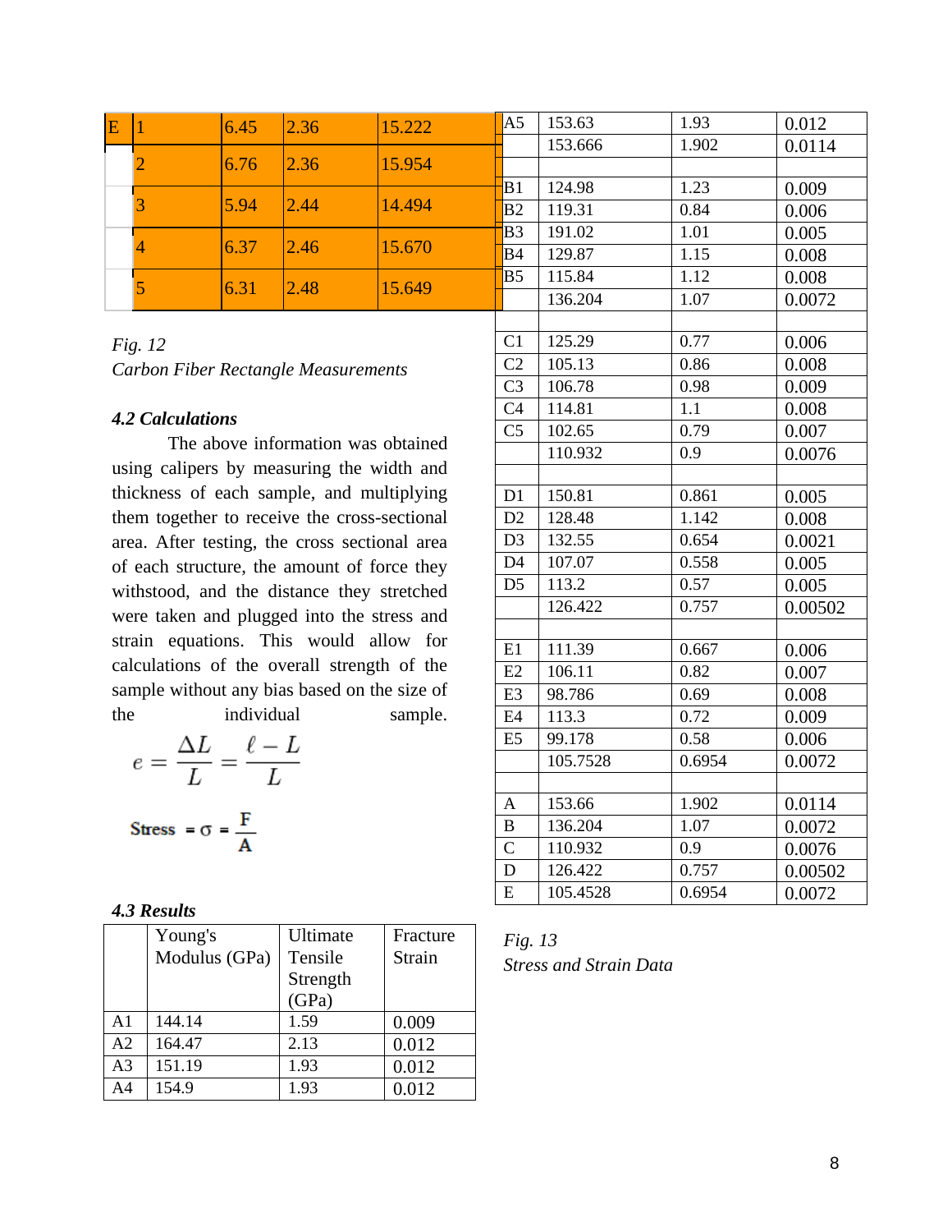| E | 1 | 6.45 | 2.36 | 15.222 |
|---|---|---|---|---|
| | 2 | 6.76 | 2.36 | 15.954 |
| | 3 | 5.94 | 2.44 | 14.494 |
| | 4 | 6.37 | 2.46 | 15.670 |
| | 5 | 6.31 | 2.48 | 15.649 |

*Fig. 12*
*Carbon Fiber Rectangle Measurements*

#### *4.2 Calculations*

The above information was obtained using calipers by measuring the width and thickness of each sample, and multiplying them together to receive the cross-sectional area. After testing, the cross sectional area of each structure, the amount of force they withstood, and the distance they stretched were taken and plugged into the stress and strain equations. This would allow for calculations of the overall strength of the sample without any bias based on the size of the individual sample.

$$e = \frac{\Delta L}{L} = \frac{\ell - L}{L}$$

$$\text{Stress} = \sigma = \frac{F}{A}$$

#### *4.3 Results*

| | Young's Modulus (GPa) | Ultimate Tensile Strength (GPa) | Fracture Strain |
|---|---|---|---|
| A1 | 144.14 | 1.59 | 0.009 |
| A2 | 164.47 | 2.13 | 0.012 |
| A3 | 151.19 | 1.93 | 0.012 |
| A4 | 154.9 | 1.93 | 0.012 |
| A5 | 153.63 | 1.93 | 0.012 |
| | 153.666 | 1.902 | 0.0114 |
| | | | |
| B1 | 124.98 | 1.23 | 0.009 |
| B2 | 119.31 | 0.84 | 0.006 |
| B3 | 191.02 | 1.01 | 0.005 |
| B4 | 129.87 | 1.15 | 0.008 |
| B5 | 115.84 | 1.12 | 0.008 |
| | 136.204 | 1.07 | 0.0072 |
| | | | |
| C1 | 125.29 | 0.77 | 0.006 |
| C2 | 105.13 | 0.86 | 0.008 |
| C3 | 106.78 | 0.98 | 0.009 |
| C4 | 114.81 | 1.1 | 0.008 |
| C5 | 102.65 | 0.79 | 0.007 |
| | 110.932 | 0.9 | 0.0076 |
| | | | |
| D1 | 150.81 | 0.861 | 0.005 |
| D2 | 128.48 | 1.142 | 0.008 |
| D3 | 132.55 | 0.654 | 0.0021 |
| D4 | 107.07 | 0.558 | 0.005 |
| D5 | 113.2 | 0.57 | 0.005 |
| | 126.422 | 0.757 | 0.00502 |
| | | | |
| E1 | 111.39 | 0.667 | 0.006 |
| E2 | 106.11 | 0.82 | 0.007 |
| E3 | 98.786 | 0.69 | 0.008 |
| E4 | 113.3 | 0.72 | 0.009 |
| E5 | 99.178 | 0.58 | 0.006 |
| | 105.7528 | 0.6954 | 0.0072 |
| | | | |
| A | 153.66 | 1.902 | 0.0114 |
| B | 136.204 | 1.07 | 0.0072 |
| C | 110.932 | 0.9 | 0.0076 |
| D | 126.422 | 0.757 | 0.00502 |
| E | 105.4528 | 0.6954 | 0.0072 |

*Fig. 13*
*Stress and Strain Data*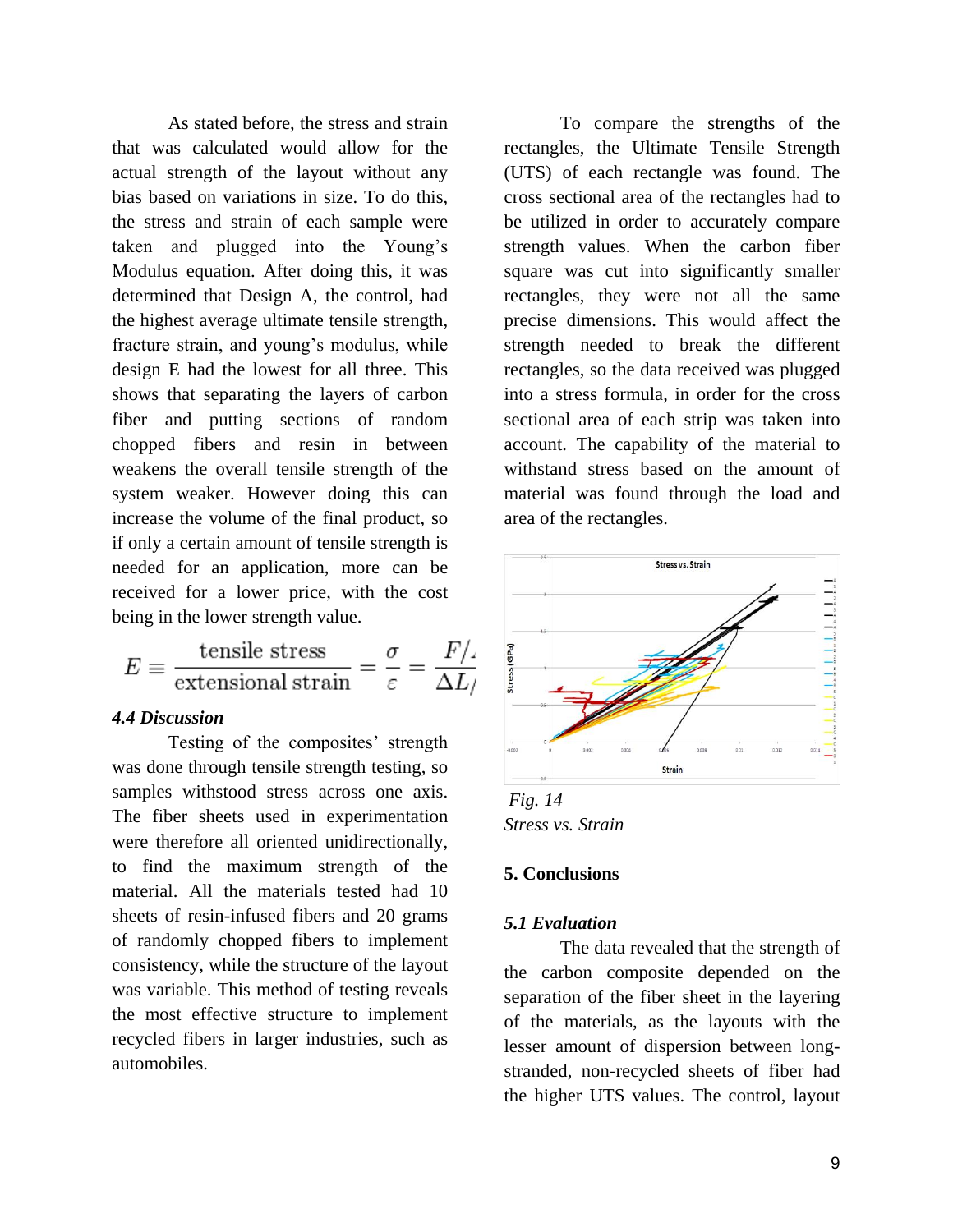As stated before, the stress and strain that was calculated would allow for the actual strength of the layout without any bias based on variations in size. To do this, the stress and strain of each sample were taken and plugged into the Young's Modulus equation. After doing this, it was determined that Design A, the control, had the highest average ultimate tensile strength, fracture strain, and young's modulus, while design E had the lowest for all three. This shows that separating the layers of carbon fiber and putting sections of random chopped fibers and resin in between weakens the overall tensile strength of the system weaker. However doing this can increase the volume of the final product, so if only a certain amount of tensile strength is needed for an application, more can be received for a lower price, with the cost being in the lower strength value.

$$E \equiv \frac{\text{tensile stress}}{\text{extensional strain}} = \frac{\sigma}{\varepsilon} = \frac{F/\!}{\Delta L/}$$

### *4.4 Discussion*

Testing of the composites' strength was done through tensile strength testing, so samples withstood stress across one axis. The fiber sheets used in experimentation were therefore all oriented unidirectionally, to find the maximum strength of the material. All the materials tested had 10 sheets of resin-infused fibers and 20 grams of randomly chopped fibers to implement consistency, while the structure of the layout was variable. This method of testing reveals the most effective structure to implement recycled fibers in larger industries, such as automobiles.

To compare the strengths of the rectangles, the Ultimate Tensile Strength (UTS) of each rectangle was found. The cross sectional area of the rectangles had to be utilized in order to accurately compare strength values. When the carbon fiber square was cut into significantly smaller rectangles, they were not all the same precise dimensions. This would affect the strength needed to break the different rectangles, so the data received was plugged into a stress formula, in order for the cross sectional area of each strip was taken into account. The capability of the material to withstand stress based on the amount of material was found through the load and area of the rectangles.

*Fig. 14*
*Stress vs. Strain*

## 5. Conclusions

### *5.1 Evaluation*

The data revealed that the strength of the carbon composite depended on the separation of the fiber sheet in the layering of the materials, as the layouts with the lesser amount of dispersion between long-stranded, non-recycled sheets of fiber had the higher UTS values. The control, layout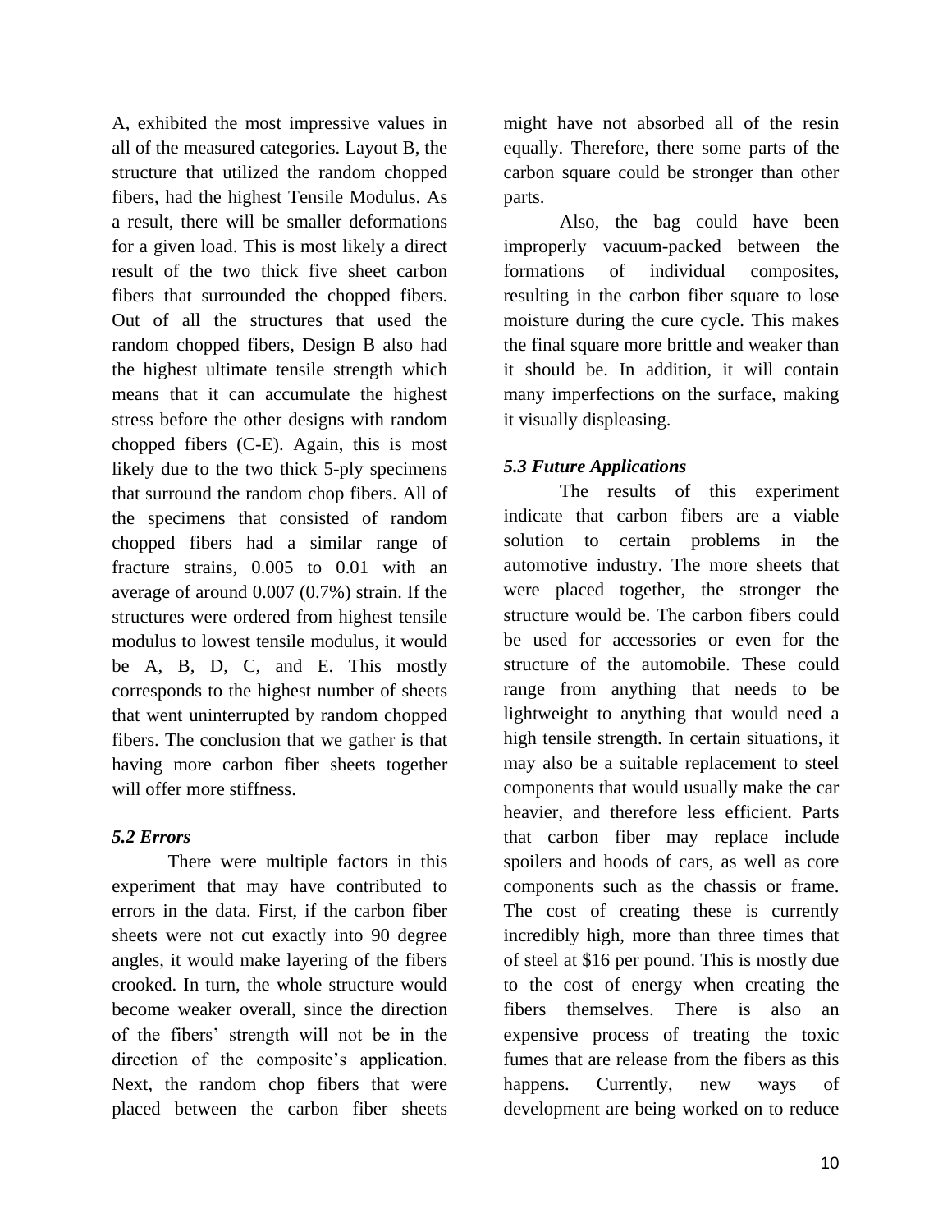A, exhibited the most impressive values in all of the measured categories. Layout B, the structure that utilized the random chopped fibers, had the highest Tensile Modulus. As a result, there will be smaller deformations for a given load. This is most likely a direct result of the two thick five sheet carbon fibers that surrounded the chopped fibers. Out of all the structures that used the random chopped fibers, Design B also had the highest ultimate tensile strength which means that it can accumulate the highest stress before the other designs with random chopped fibers (C-E). Again, this is most likely due to the two thick 5-ply specimens that surround the random chop fibers. All of the specimens that consisted of random chopped fibers had a similar range of fracture strains, 0.005 to 0.01 with an average of around 0.007 (0.7%) strain. If the structures were ordered from highest tensile modulus to lowest tensile modulus, it would be A, B, D, C, and E. This mostly corresponds to the highest number of sheets that went uninterrupted by random chopped fibers. The conclusion that we gather is that having more carbon fiber sheets together will offer more stiffness.

### *5.2 Errors*

There were multiple factors in this experiment that may have contributed to errors in the data. First, if the carbon fiber sheets were not cut exactly into 90 degree angles, it would make layering of the fibers crooked. In turn, the whole structure would become weaker overall, since the direction of the fibers' strength will not be in the direction of the composite's application. Next, the random chop fibers that were placed between the carbon fiber sheets might have not absorbed all of the resin equally. Therefore, there some parts of the carbon square could be stronger than other parts.

Also, the bag could have been improperly vacuum-packed between the formations of individual composites, resulting in the carbon fiber square to lose moisture during the cure cycle. This makes the final square more brittle and weaker than it should be. In addition, it will contain many imperfections on the surface, making it visually displeasing.

### *5.3 Future Applications*

The results of this experiment indicate that carbon fibers are a viable solution to certain problems in the automotive industry. The more sheets that were placed together, the stronger the structure would be. The carbon fibers could be used for accessories or even for the structure of the automobile. These could range from anything that needs to be lightweight to anything that would need a high tensile strength. In certain situations, it may also be a suitable replacement to steel components that would usually make the car heavier, and therefore less efficient. Parts that carbon fiber may replace include spoilers and hoods of cars, as well as core components such as the chassis or frame. The cost of creating these is currently incredibly high, more than three times that of steel at $16 per pound. This is mostly due to the cost of energy when creating the fibers themselves. There is also an expensive process of treating the toxic fumes that are release from the fibers as this happens. Currently, new ways of development are being worked on to reduce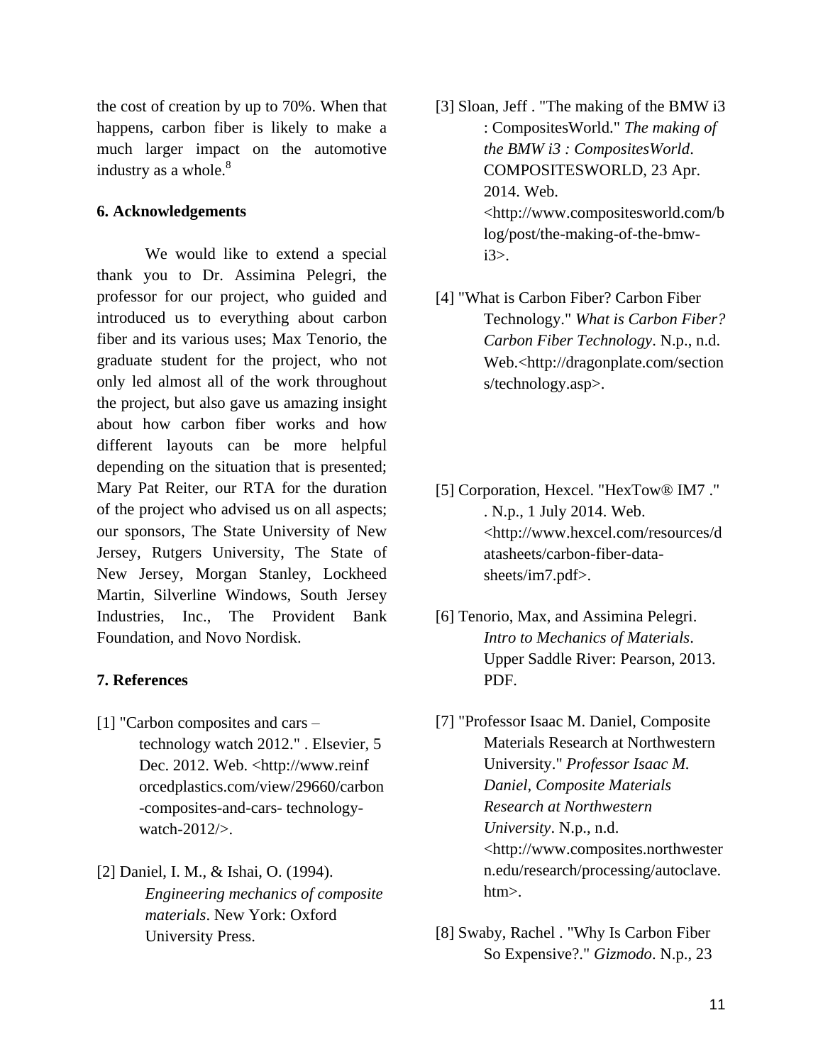the cost of creation by up to 70%. When that happens, carbon fiber is likely to make a much larger impact on the automotive industry as a whole.[8]

## 6. Acknowledgements

We would like to extend a special thank you to Dr. Assimina Pelegri, the professor for our project, who guided and introduced us to everything about carbon fiber and its various uses; Max Tenorio, the graduate student for the project, who not only led almost all of the work throughout the project, but also gave us amazing insight about how carbon fiber works and how different layouts can be more helpful depending on the situation that is presented; Mary Pat Reiter, our RTA for the duration of the project who advised us on all aspects; our sponsors, The State University of New Jersey, Rutgers University, The State of New Jersey, Morgan Stanley, Lockheed Martin, Silverline Windows, South Jersey Industries, Inc., The Provident Bank Foundation, and Novo Nordisk.

## 7. References

[1] "Carbon composites and cars – technology watch 2012." . Elsevier, 5 Dec. 2012. Web. <http://www.reinforcedplastics.com/view/29660/carbon-composites-and-cars- technology-watch-2012/>.

[2] Daniel, I. M., & Ishai, O. (1994). *Engineering mechanics of composite materials*. New York: Oxford University Press.

[3] Sloan, Jeff . "The making of the BMW i3 : CompositesWorld." *The making of the BMW i3 : CompositesWorld*. COMPOSITESWORLD, 23 Apr. 2014. Web. <http://www.compositesworld.com/blog/post/the-making-of-the-bmw-i3>.

[4] "What is Carbon Fiber? Carbon Fiber Technology." *What is Carbon Fiber? Carbon Fiber Technology*. N.p., n.d. Web.<http://dragonplate.com/sections/technology.asp>.

[5] Corporation, Hexcel. "HexTow® IM7 ." . N.p., 1 July 2014. Web. <http://www.hexcel.com/resources/datasheets/carbon-fiber-data-sheets/im7.pdf>.

[6] Tenorio, Max, and Assimina Pelegri. *Intro to Mechanics of Materials*. Upper Saddle River: Pearson, 2013. PDF.

[7] "Professor Isaac M. Daniel, Composite Materials Research at Northwestern University." *Professor Isaac M. Daniel, Composite Materials Research at Northwestern University*. N.p., n.d. <http://www.composites.northwestern.edu/research/processing/autoclave.htm>.

[8] Swaby, Rachel . "Why Is Carbon Fiber So Expensive?." *Gizmodo*. N.p., 23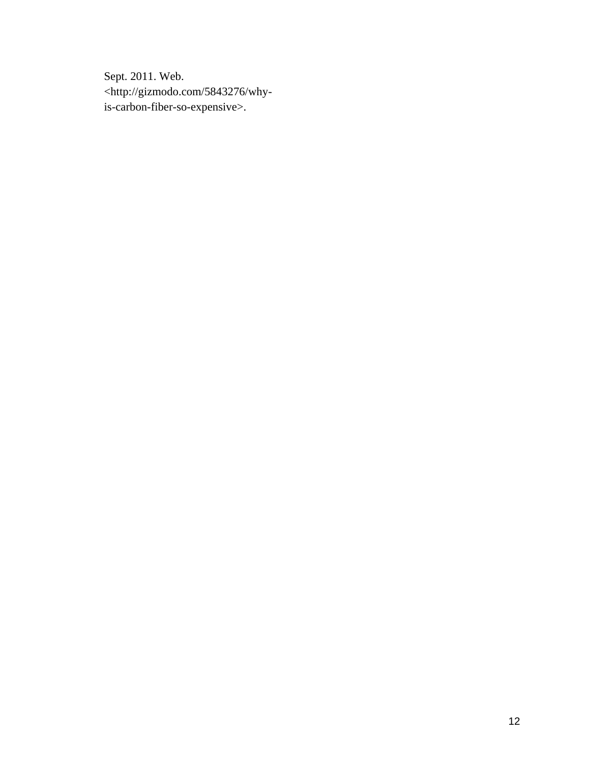Sept. 2011. Web.
<http://gizmodo.com/5843276/why-is-carbon-fiber-so-expensive>.